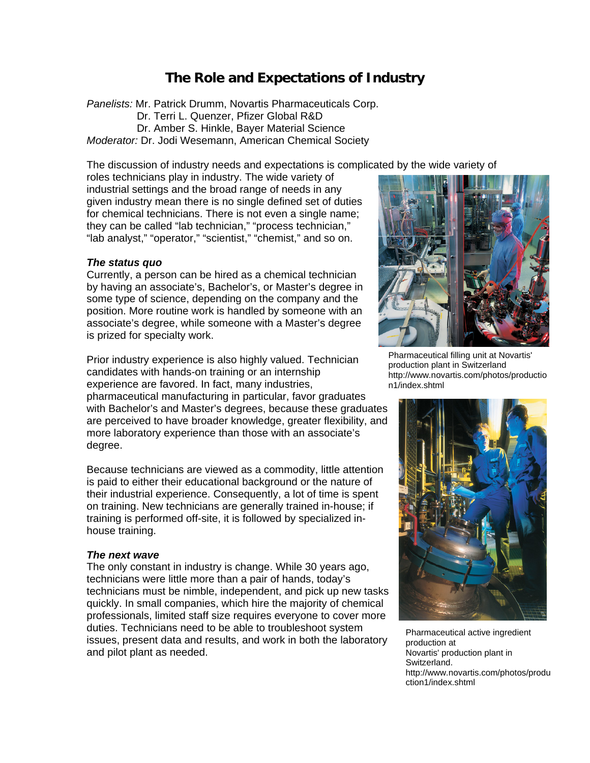# The Role and Expectations of Industry

*Panelists:* Mr. Patrick Drumm, Novartis Pharmaceuticals Corp.
Dr. Terri L. Quenzer, Pfizer Global R&D
Dr. Amber S. Hinkle, Bayer Material Science
*Moderator:* Dr. Jodi Wesemann, American Chemical Society

The discussion of industry needs and expectations is complicated by the wide variety of roles technicians play in industry. The wide variety of industrial settings and the broad range of needs in any given industry mean there is no single defined set of duties for chemical technicians. There is not even a single name; they can be called "lab technician," "process technician," "lab analyst," "operator," "scientist," "chemist," and so on.

### *The status quo*

Currently, a person can be hired as a chemical technician by having an associate's, Bachelor's, or Master's degree in some type of science, depending on the company and the position. More routine work is handled by someone with an associate's degree, while someone with a Master's degree is prized for specialty work.

Prior industry experience is also highly valued. Technician candidates with hands-on training or an internship experience are favored. In fact, many industries, pharmaceutical manufacturing in particular, favor graduates with Bachelor's and Master's degrees, because these graduates are perceived to have broader knowledge, greater flexibility, and more laboratory experience than those with an associate's degree.

Because technicians are viewed as a commodity, little attention is paid to either their educational background or the nature of their industrial experience. Consequently, a lot of time is spent on training. New technicians are generally trained in-house; if training is performed off-site, it is followed by specialized in-house training.

### *The next wave*

The only constant in industry is change. While 30 years ago, technicians were little more than a pair of hands, today's technicians must be nimble, independent, and pick up new tasks quickly. In small companies, which hire the majority of chemical professionals, limited staff size requires everyone to cover more duties. Technicians need to be able to troubleshoot system issues, present data and results, and work in both the laboratory and pilot plant as needed.

Pharmaceutical filling unit at Novartis' production plant in Switzerland http://www.novartis.com/photos/production1/index.shtml

Pharmaceutical active ingredient production at Novartis' production plant in Switzerland. http://www.novartis.com/photos/production1/index.shtml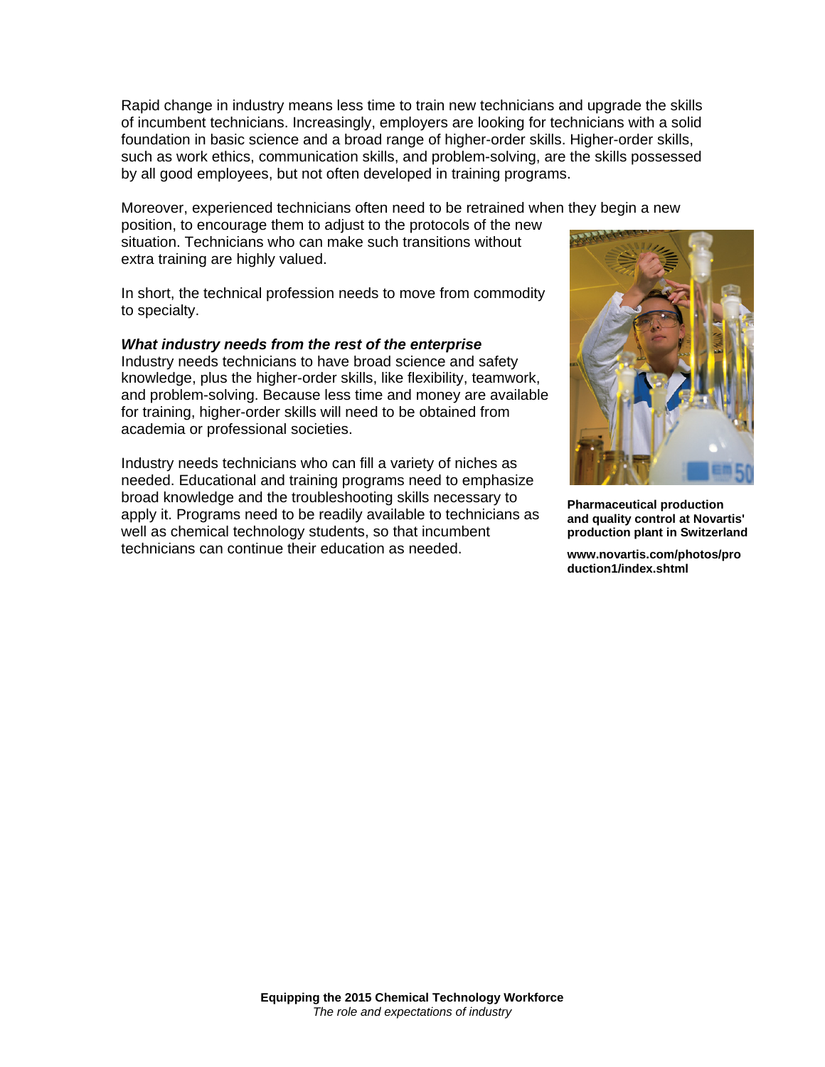Rapid change in industry means less time to train new technicians and upgrade the skills of incumbent technicians. Increasingly, employers are looking for technicians with a solid foundation in basic science and a broad range of higher-order skills. Higher-order skills, such as work ethics, communication skills, and problem-solving, are the skills possessed by all good employees, but not often developed in training programs.

Moreover, experienced technicians often need to be retrained when they begin a new position, to encourage them to adjust to the protocols of the new situation. Technicians who can make such transitions without extra training are highly valued.

In short, the technical profession needs to move from commodity to specialty.

***What industry needs from the rest of the enterprise***

Industry needs technicians to have broad science and safety knowledge, plus the higher-order skills, like flexibility, teamwork, and problem-solving. Because less time and money are available for training, higher-order skills will need to be obtained from academia or professional societies.

Industry needs technicians who can fill a variety of niches as needed. Educational and training programs need to emphasize broad knowledge and the troubleshooting skills necessary to apply it. Programs need to be readily available to technicians as well as chemical technology students, so that incumbent technicians can continue their education as needed.

**Pharmaceutical production and quality control at Novartis' production plant in Switzerland**

**www.novartis.com/photos/production1/index.shtml**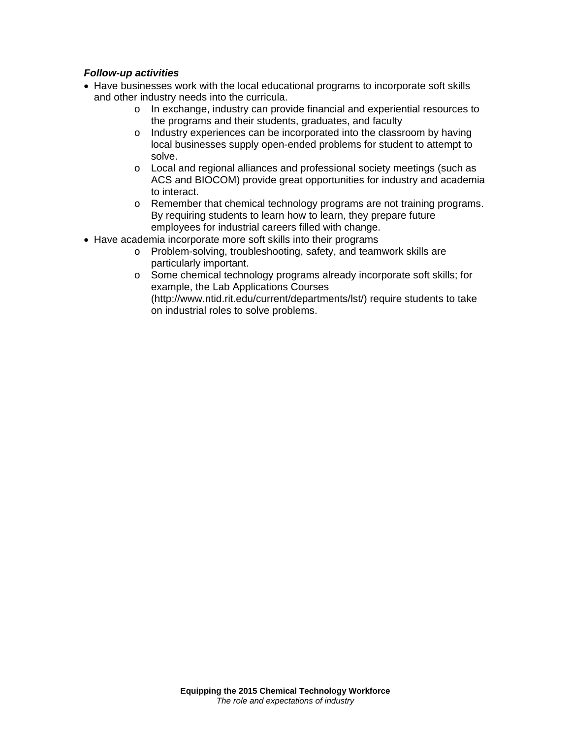***Follow-up activities***

- Have businesses work with the local educational programs to incorporate soft skills and other industry needs into the curricula.
  - In exchange, industry can provide financial and experiential resources to the programs and their students, graduates, and faculty
  - Industry experiences can be incorporated into the classroom by having local businesses supply open-ended problems for student to attempt to solve.
  - Local and regional alliances and professional society meetings (such as ACS and BIOCOM) provide great opportunities for industry and academia to interact.
  - Remember that chemical technology programs are not training programs. By requiring students to learn how to learn, they prepare future employees for industrial careers filled with change.
- Have academia incorporate more soft skills into their programs
  - Problem-solving, troubleshooting, safety, and teamwork skills are particularly important.
  - Some chemical technology programs already incorporate soft skills; for example, the Lab Applications Courses (http://www.ntid.rit.edu/current/departments/lst/) require students to take on industrial roles to solve problems.